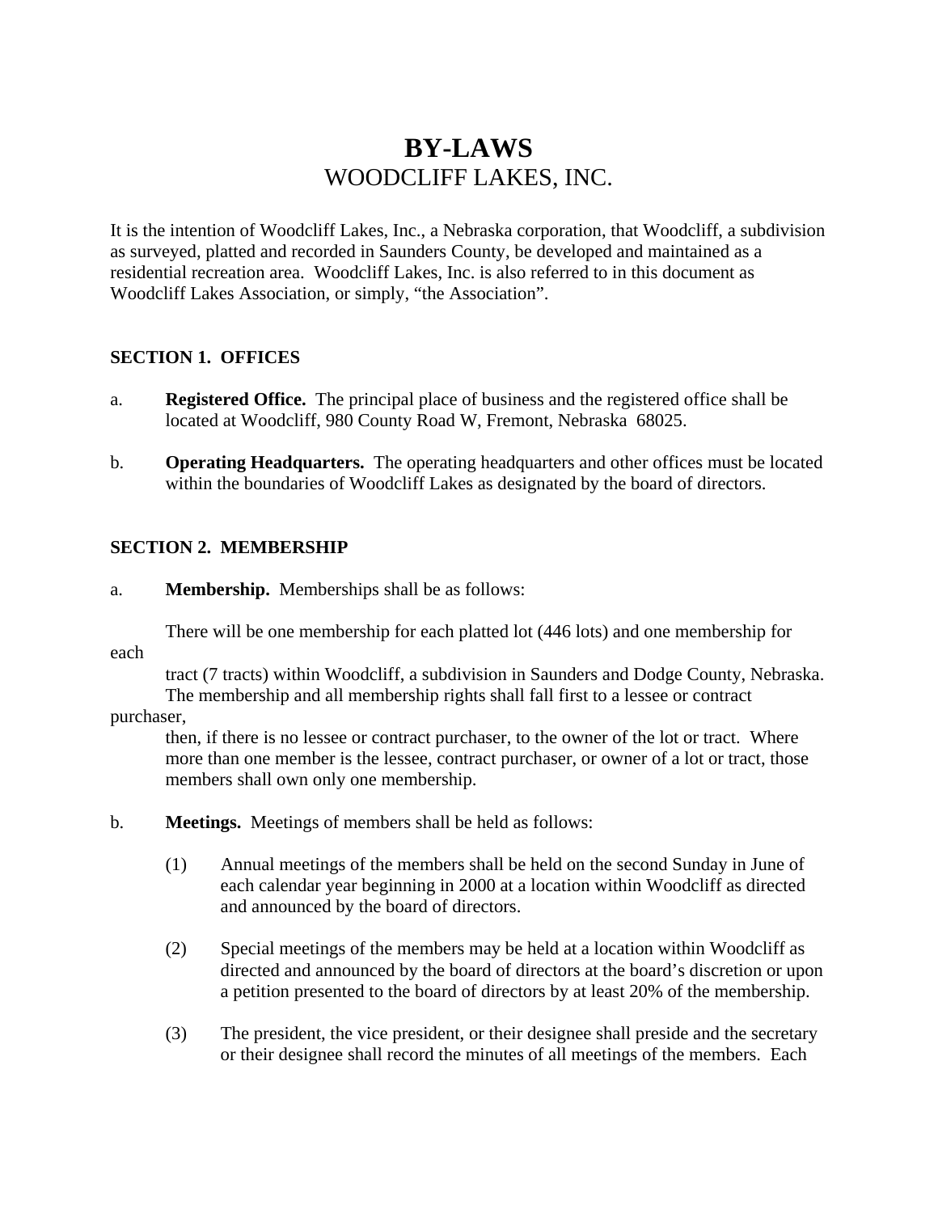# BY-LAWS
## WOODCLIFF LAKES, INC.

It is the intention of Woodcliff Lakes, Inc., a Nebraska corporation, that Woodcliff, a subdivision as surveyed, platted and recorded in Saunders County, be developed and maintained as a residential recreation area. Woodcliff Lakes, Inc. is also referred to in this document as Woodcliff Lakes Association, or simply, "the Association".

### SECTION 1. OFFICES

a. **Registered Office.** The principal place of business and the registered office shall be located at Woodcliff, 980 County Road W, Fremont, Nebraska 68025.

b. **Operating Headquarters.** The operating headquarters and other offices must be located within the boundaries of Woodcliff Lakes as designated by the board of directors.

### SECTION 2. MEMBERSHIP

a. **Membership.** Memberships shall be as follows:

There will be one membership for each platted lot (446 lots) and one membership for each tract (7 tracts) within Woodcliff, a subdivision in Saunders and Dodge County, Nebraska. The membership and all membership rights shall fall first to a lessee or contract purchaser, then, if there is no lessee or contract purchaser, to the owner of the lot or tract. Where more than one member is the lessee, contract purchaser, or owner of a lot or tract, those members shall own only one membership.

b. **Meetings.** Meetings of members shall be held as follows:

(1) Annual meetings of the members shall be held on the second Sunday in June of each calendar year beginning in 2000 at a location within Woodcliff as directed and announced by the board of directors.

(2) Special meetings of the members may be held at a location within Woodcliff as directed and announced by the board of directors at the board's discretion or upon a petition presented to the board of directors by at least 20% of the membership.

(3) The president, the vice president, or their designee shall preside and the secretary or their designee shall record the minutes of all meetings of the members. Each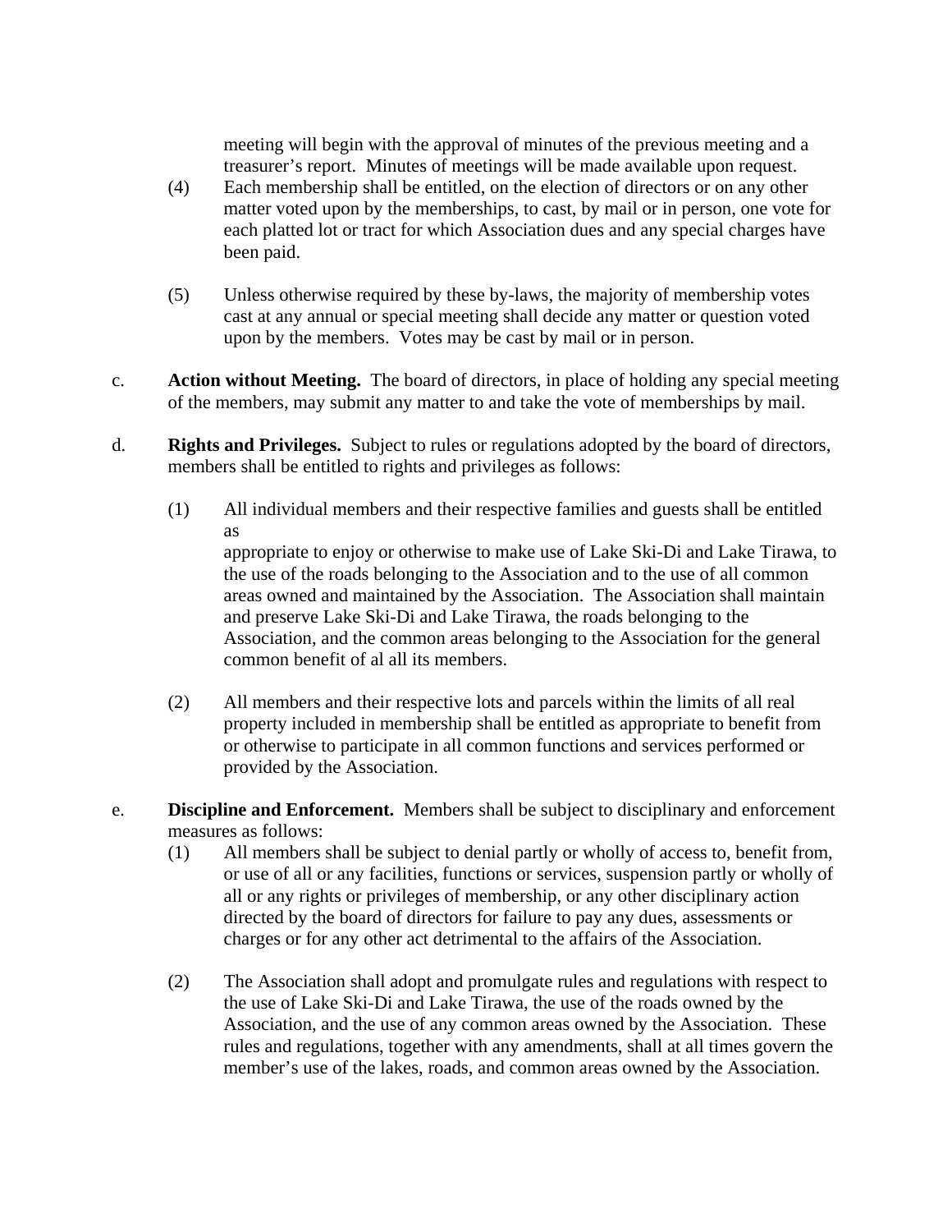meeting will begin with the approval of minutes of the previous meeting and a treasurer's report. Minutes of meetings will be made available upon request.

(4) Each membership shall be entitled, on the election of directors or on any other matter voted upon by the memberships, to cast, by mail or in person, one vote for each platted lot or tract for which Association dues and any special charges have been paid.

(5) Unless otherwise required by these by-laws, the majority of membership votes cast at any annual or special meeting shall decide any matter or question voted upon by the members. Votes may be cast by mail or in person.

c. **Action without Meeting.** The board of directors, in place of holding any special meeting of the members, may submit any matter to and take the vote of memberships by mail.

d. **Rights and Privileges.** Subject to rules or regulations adopted by the board of directors, members shall be entitled to rights and privileges as follows:

(1) All individual members and their respective families and guests shall be entitled as
appropriate to enjoy or otherwise to make use of Lake Ski-Di and Lake Tirawa, to the use of the roads belonging to the Association and to the use of all common areas owned and maintained by the Association. The Association shall maintain and preserve Lake Ski-Di and Lake Tirawa, the roads belonging to the Association, and the common areas belonging to the Association for the general common benefit of al all its members.

(2) All members and their respective lots and parcels within the limits of all real property included in membership shall be entitled as appropriate to benefit from or otherwise to participate in all common functions and services performed or provided by the Association.

e. **Discipline and Enforcement.** Members shall be subject to disciplinary and enforcement measures as follows:

(1) All members shall be subject to denial partly or wholly of access to, benefit from, or use of all or any facilities, functions or services, suspension partly or wholly of all or any rights or privileges of membership, or any other disciplinary action directed by the board of directors for failure to pay any dues, assessments or charges or for any other act detrimental to the affairs of the Association.

(2) The Association shall adopt and promulgate rules and regulations with respect to the use of Lake Ski-Di and Lake Tirawa, the use of the roads owned by the Association, and the use of any common areas owned by the Association. These rules and regulations, together with any amendments, shall at all times govern the member's use of the lakes, roads, and common areas owned by the Association.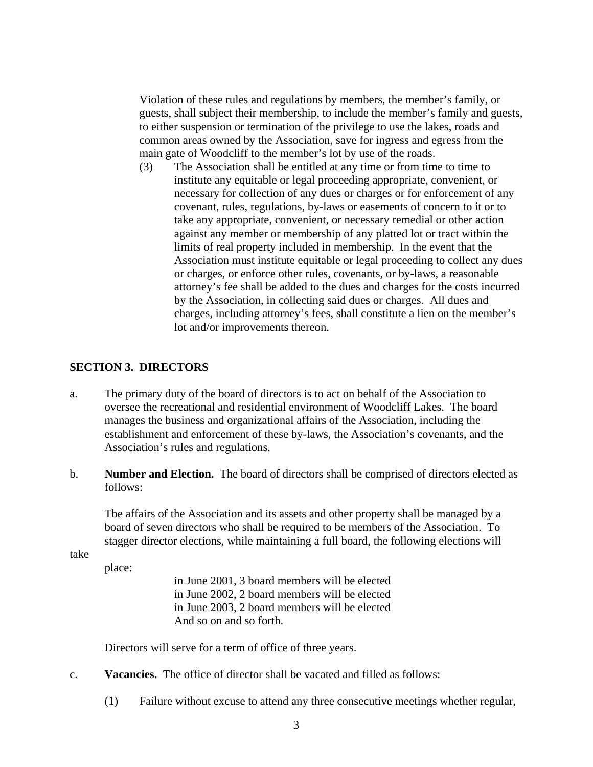Violation of these rules and regulations by members, the member's family, or guests, shall subject their membership, to include the member's family and guests, to either suspension or termination of the privilege to use the lakes, roads and common areas owned by the Association, save for ingress and egress from the main gate of Woodcliff to the member's lot by use of the roads.

(3) The Association shall be entitled at any time or from time to time to institute any equitable or legal proceeding appropriate, convenient, or necessary for collection of any dues or charges or for enforcement of any covenant, rules, regulations, by-laws or easements of concern to it or to take any appropriate, convenient, or necessary remedial or other action against any member or membership of any platted lot or tract within the limits of real property included in membership. In the event that the Association must institute equitable or legal proceeding to collect any dues or charges, or enforce other rules, covenants, or by-laws, a reasonable attorney's fee shall be added to the dues and charges for the costs incurred by the Association, in collecting said dues or charges. All dues and charges, including attorney's fees, shall constitute a lien on the member's lot and/or improvements thereon.

## SECTION 3. DIRECTORS

a. The primary duty of the board of directors is to act on behalf of the Association to oversee the recreational and residential environment of Woodcliff Lakes. The board manages the business and organizational affairs of the Association, including the establishment and enforcement of these by-laws, the Association's covenants, and the Association's rules and regulations.

b. **Number and Election.** The board of directors shall be comprised of directors elected as follows:

The affairs of the Association and its assets and other property shall be managed by a board of seven directors who shall be required to be members of the Association. To stagger director elections, while maintaining a full board, the following elections will take place:

in June 2001, 3 board members will be elected
in June 2002, 2 board members will be elected
in June 2003, 2 board members will be elected
And so on and so forth.

Directors will serve for a term of office of three years.

c. **Vacancies.** The office of director shall be vacated and filled as follows:

(1) Failure without excuse to attend any three consecutive meetings whether regular,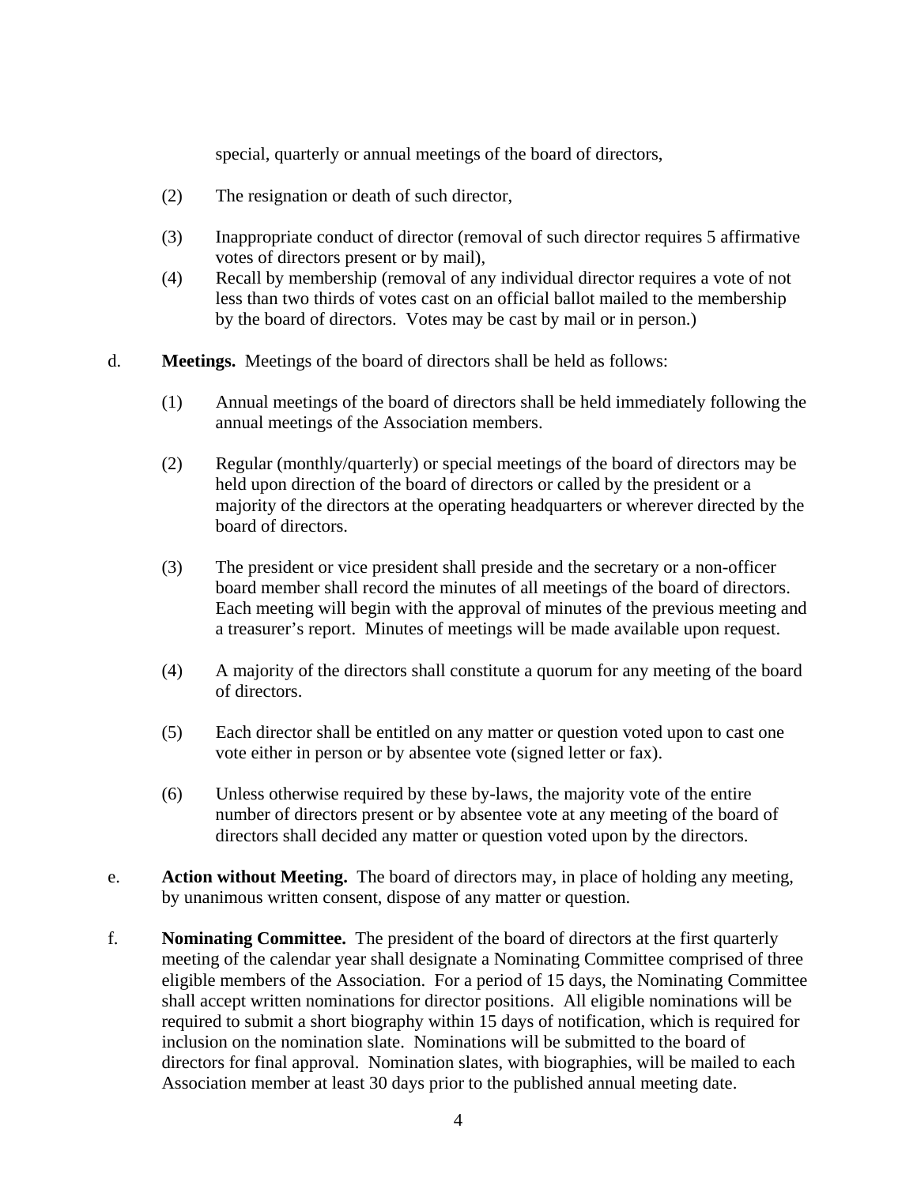special, quarterly or annual meetings of the board of directors,

(2) The resignation or death of such director,

(3) Inappropriate conduct of director (removal of such director requires 5 affirmative votes of directors present or by mail),

(4) Recall by membership (removal of any individual director requires a vote of not less than two thirds of votes cast on an official ballot mailed to the membership by the board of directors. Votes may be cast by mail or in person.)

d. **Meetings.** Meetings of the board of directors shall be held as follows:

(1) Annual meetings of the board of directors shall be held immediately following the annual meetings of the Association members.

(2) Regular (monthly/quarterly) or special meetings of the board of directors may be held upon direction of the board of directors or called by the president or a majority of the directors at the operating headquarters or wherever directed by the board of directors.

(3) The president or vice president shall preside and the secretary or a non-officer board member shall record the minutes of all meetings of the board of directors. Each meeting will begin with the approval of minutes of the previous meeting and a treasurer's report. Minutes of meetings will be made available upon request.

(4) A majority of the directors shall constitute a quorum for any meeting of the board of directors.

(5) Each director shall be entitled on any matter or question voted upon to cast one vote either in person or by absentee vote (signed letter or fax).

(6) Unless otherwise required by these by-laws, the majority vote of the entire number of directors present or by absentee vote at any meeting of the board of directors shall decided any matter or question voted upon by the directors.

e. **Action without Meeting.** The board of directors may, in place of holding any meeting, by unanimous written consent, dispose of any matter or question.

f. **Nominating Committee.** The president of the board of directors at the first quarterly meeting of the calendar year shall designate a Nominating Committee comprised of three eligible members of the Association. For a period of 15 days, the Nominating Committee shall accept written nominations for director positions. All eligible nominations will be required to submit a short biography within 15 days of notification, which is required for inclusion on the nomination slate. Nominations will be submitted to the board of directors for final approval. Nomination slates, with biographies, will be mailed to each Association member at least 30 days prior to the published annual meeting date.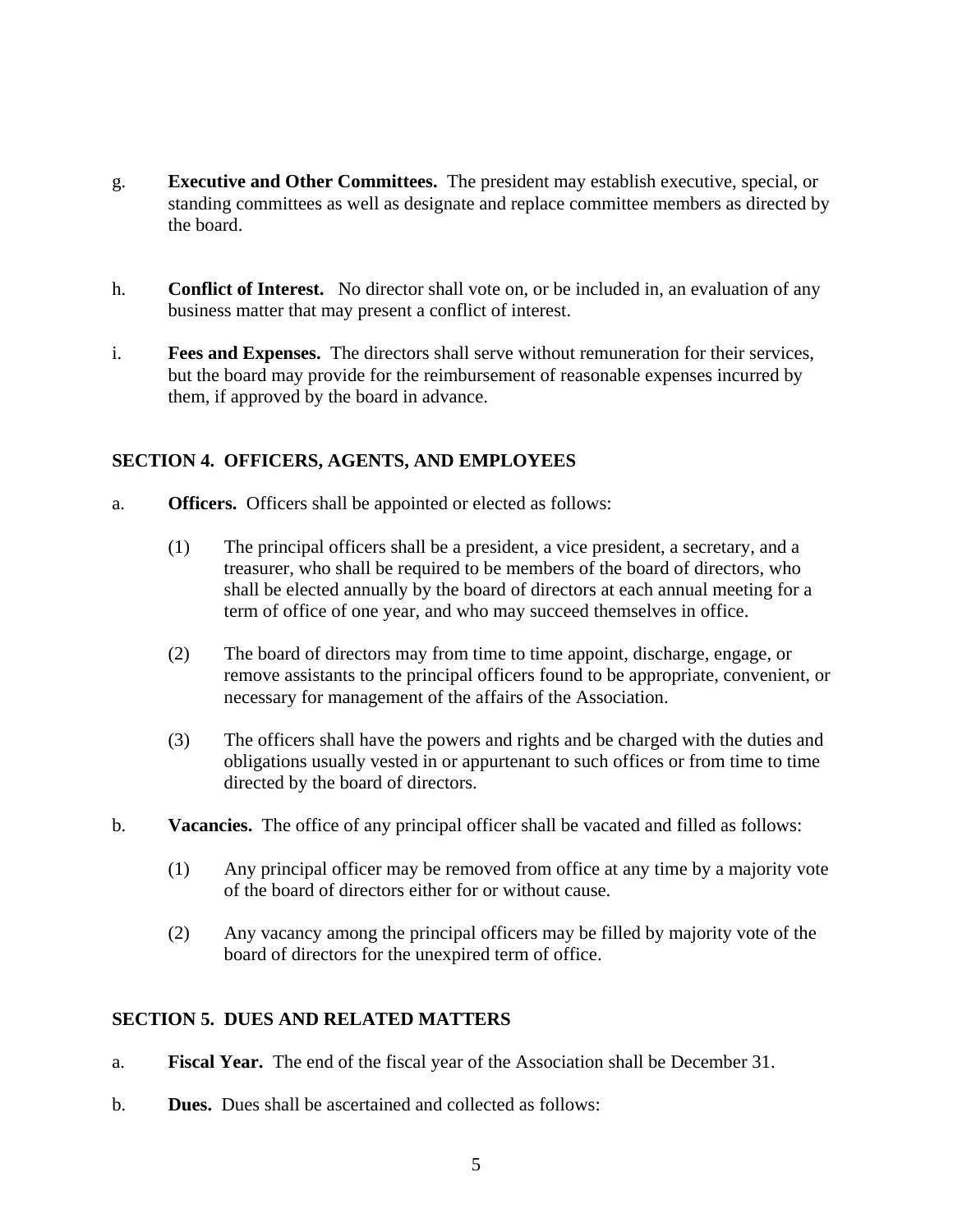g. **Executive and Other Committees.** The president may establish executive, special, or standing committees as well as designate and replace committee members as directed by the board.

h. **Conflict of Interest.** No director shall vote on, or be included in, an evaluation of any business matter that may present a conflict of interest.

i. **Fees and Expenses.** The directors shall serve without remuneration for their services, but the board may provide for the reimbursement of reasonable expenses incurred by them, if approved by the board in advance.

## SECTION 4. OFFICERS, AGENTS, AND EMPLOYEES

a. **Officers.** Officers shall be appointed or elected as follows:

(1) The principal officers shall be a president, a vice president, a secretary, and a treasurer, who shall be required to be members of the board of directors, who shall be elected annually by the board of directors at each annual meeting for a term of office of one year, and who may succeed themselves in office.

(2) The board of directors may from time to time appoint, discharge, engage, or remove assistants to the principal officers found to be appropriate, convenient, or necessary for management of the affairs of the Association.

(3) The officers shall have the powers and rights and be charged with the duties and obligations usually vested in or appurtenant to such offices or from time to time directed by the board of directors.

b. **Vacancies.** The office of any principal officer shall be vacated and filled as follows:

(1) Any principal officer may be removed from office at any time by a majority vote of the board of directors either for or without cause.

(2) Any vacancy among the principal officers may be filled by majority vote of the board of directors for the unexpired term of office.

## SECTION 5. DUES AND RELATED MATTERS

a. **Fiscal Year.** The end of the fiscal year of the Association shall be December 31.

b. **Dues.** Dues shall be ascertained and collected as follows: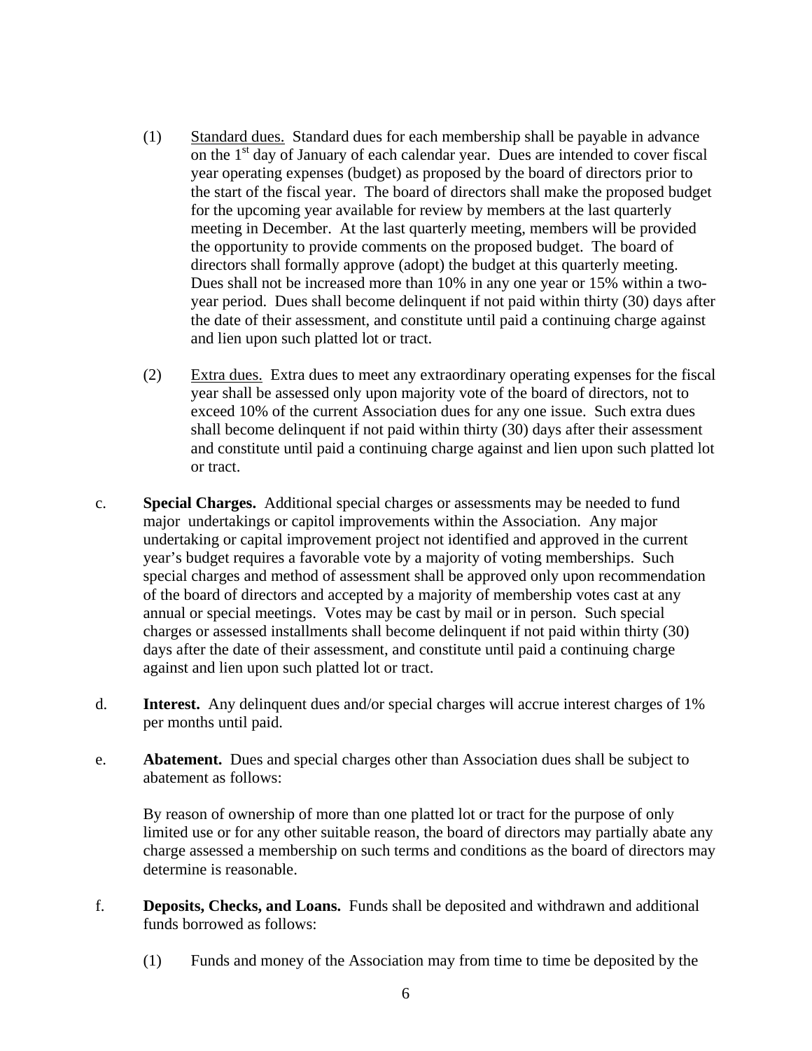(1) Standard dues. Standard dues for each membership shall be payable in advance on the 1st day of January of each calendar year. Dues are intended to cover fiscal year operating expenses (budget) as proposed by the board of directors prior to the start of the fiscal year. The board of directors shall make the proposed budget for the upcoming year available for review by members at the last quarterly meeting in December. At the last quarterly meeting, members will be provided the opportunity to provide comments on the proposed budget. The board of directors shall formally approve (adopt) the budget at this quarterly meeting. Dues shall not be increased more than 10% in any one year or 15% within a two-year period. Dues shall become delinquent if not paid within thirty (30) days after the date of their assessment, and constitute until paid a continuing charge against and lien upon such platted lot or tract.

(2) Extra dues. Extra dues to meet any extraordinary operating expenses for the fiscal year shall be assessed only upon majority vote of the board of directors, not to exceed 10% of the current Association dues for any one issue. Such extra dues shall become delinquent if not paid within thirty (30) days after their assessment and constitute until paid a continuing charge against and lien upon such platted lot or tract.

c. **Special Charges.** Additional special charges or assessments may be needed to fund major undertakings or capitol improvements within the Association. Any major undertaking or capital improvement project not identified and approved in the current year's budget requires a favorable vote by a majority of voting memberships. Such special charges and method of assessment shall be approved only upon recommendation of the board of directors and accepted by a majority of membership votes cast at any annual or special meetings. Votes may be cast by mail or in person. Such special charges or assessed installments shall become delinquent if not paid within thirty (30) days after the date of their assessment, and constitute until paid a continuing charge against and lien upon such platted lot or tract.

d. **Interest.** Any delinquent dues and/or special charges will accrue interest charges of 1% per months until paid.

e. **Abatement.** Dues and special charges other than Association dues shall be subject to abatement as follows:

By reason of ownership of more than one platted lot or tract for the purpose of only limited use or for any other suitable reason, the board of directors may partially abate any charge assessed a membership on such terms and conditions as the board of directors may determine is reasonable.

f. **Deposits, Checks, and Loans.** Funds shall be deposited and withdrawn and additional funds borrowed as follows:

(1) Funds and money of the Association may from time to time be deposited by the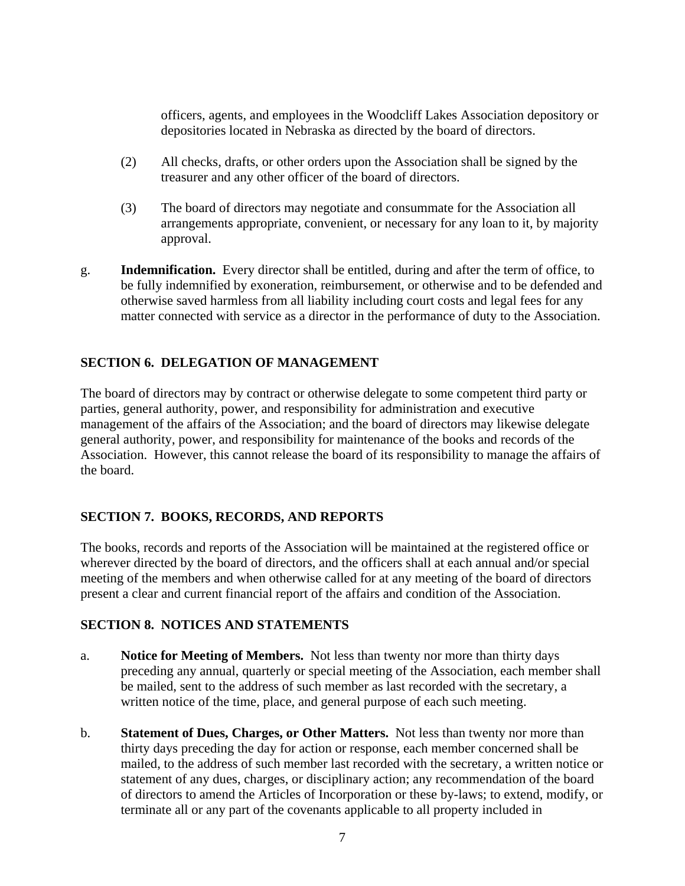officers, agents, and employees in the Woodcliff Lakes Association depository or depositories located in Nebraska as directed by the board of directors.

(2) All checks, drafts, or other orders upon the Association shall be signed by the treasurer and any other officer of the board of directors.

(3) The board of directors may negotiate and consummate for the Association all arrangements appropriate, convenient, or necessary for any loan to it, by majority approval.

g. **Indemnification.** Every director shall be entitled, during and after the term of office, to be fully indemnified by exoneration, reimbursement, or otherwise and to be defended and otherwise saved harmless from all liability including court costs and legal fees for any matter connected with service as a director in the performance of duty to the Association.

## SECTION 6. DELEGATION OF MANAGEMENT

The board of directors may by contract or otherwise delegate to some competent third party or parties, general authority, power, and responsibility for administration and executive management of the affairs of the Association; and the board of directors may likewise delegate general authority, power, and responsibility for maintenance of the books and records of the Association. However, this cannot release the board of its responsibility to manage the affairs of the board.

## SECTION 7. BOOKS, RECORDS, AND REPORTS

The books, records and reports of the Association will be maintained at the registered office or wherever directed by the board of directors, and the officers shall at each annual and/or special meeting of the members and when otherwise called for at any meeting of the board of directors present a clear and current financial report of the affairs and condition of the Association.

## SECTION 8. NOTICES AND STATEMENTS

a. **Notice for Meeting of Members.** Not less than twenty nor more than thirty days preceding any annual, quarterly or special meeting of the Association, each member shall be mailed, sent to the address of such member as last recorded with the secretary, a written notice of the time, place, and general purpose of each such meeting.

b. **Statement of Dues, Charges, or Other Matters.** Not less than twenty nor more than thirty days preceding the day for action or response, each member concerned shall be mailed, to the address of such member last recorded with the secretary, a written notice or statement of any dues, charges, or disciplinary action; any recommendation of the board of directors to amend the Articles of Incorporation or these by-laws; to extend, modify, or terminate all or any part of the covenants applicable to all property included in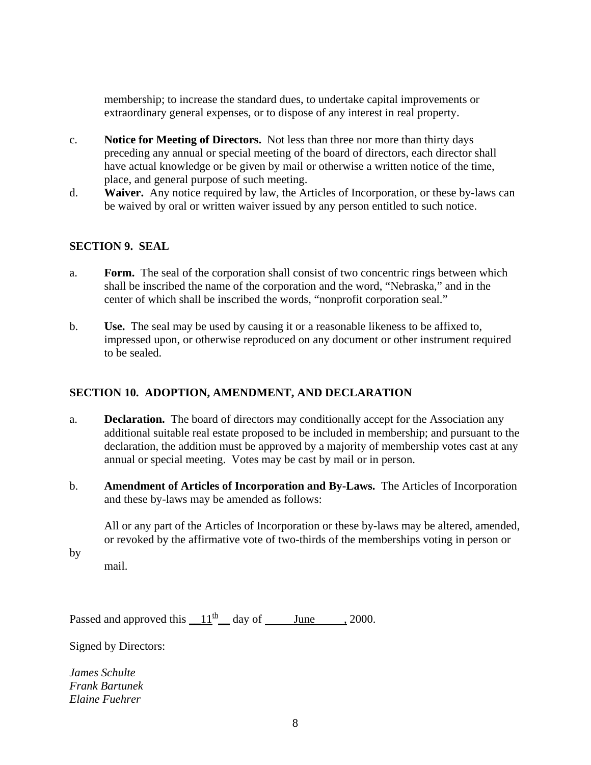membership; to increase the standard dues, to undertake capital improvements or extraordinary general expenses, or to dispose of any interest in real property.

c. **Notice for Meeting of Directors.** Not less than three nor more than thirty days preceding any annual or special meeting of the board of directors, each director shall have actual knowledge or be given by mail or otherwise a written notice of the time, place, and general purpose of such meeting.

d. **Waiver.** Any notice required by law, the Articles of Incorporation, or these by-laws can be waived by oral or written waiver issued by any person entitled to such notice.

**SECTION 9. SEAL**

a. **Form.** The seal of the corporation shall consist of two concentric rings between which shall be inscribed the name of the corporation and the word, "Nebraska," and in the center of which shall be inscribed the words, "nonprofit corporation seal."

b. **Use.** The seal may be used by causing it or a reasonable likeness to be affixed to, impressed upon, or otherwise reproduced on any document or other instrument required to be sealed.

**SECTION 10. ADOPTION, AMENDMENT, AND DECLARATION**

a. **Declaration.** The board of directors may conditionally accept for the Association any additional suitable real estate proposed to be included in membership; and pursuant to the declaration, the addition must be approved by a majority of membership votes cast at any annual or special meeting. Votes may be cast by mail or in person.

b. **Amendment of Articles of Incorporation and By-Laws.** The Articles of Incorporation and these by-laws may be amended as follows:

All or any part of the Articles of Incorporation or these by-laws may be altered, amended, or revoked by the affirmative vote of two-thirds of the memberships voting in person or by mail.

Passed and approved this 11th day of June, 2000.

Signed by Directors:

*James Schulte*
*Frank Bartunek*
*Elaine Fuehrer*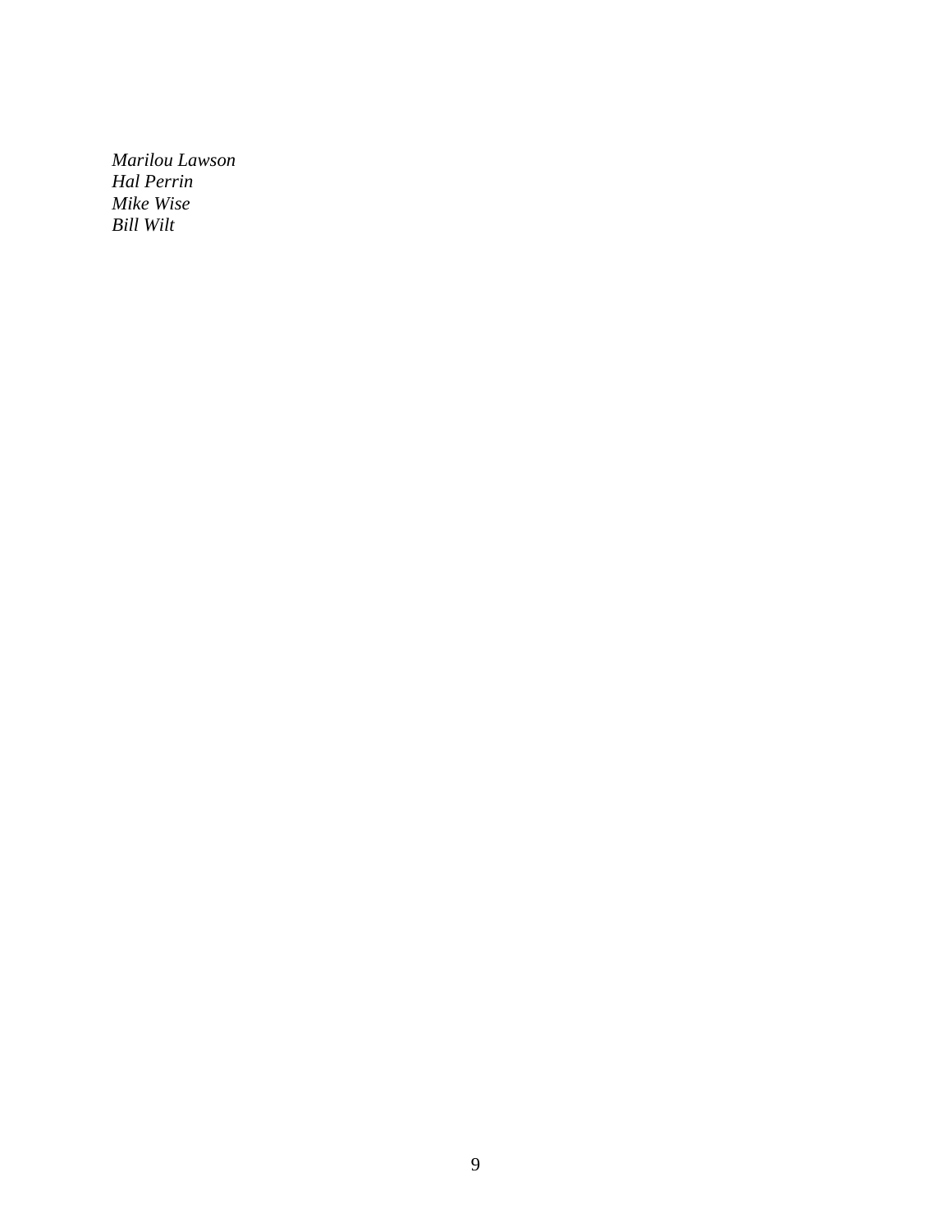*Marilou Lawson*
*Hal Perrin*
*Mike Wise*
*Bill Wilt*